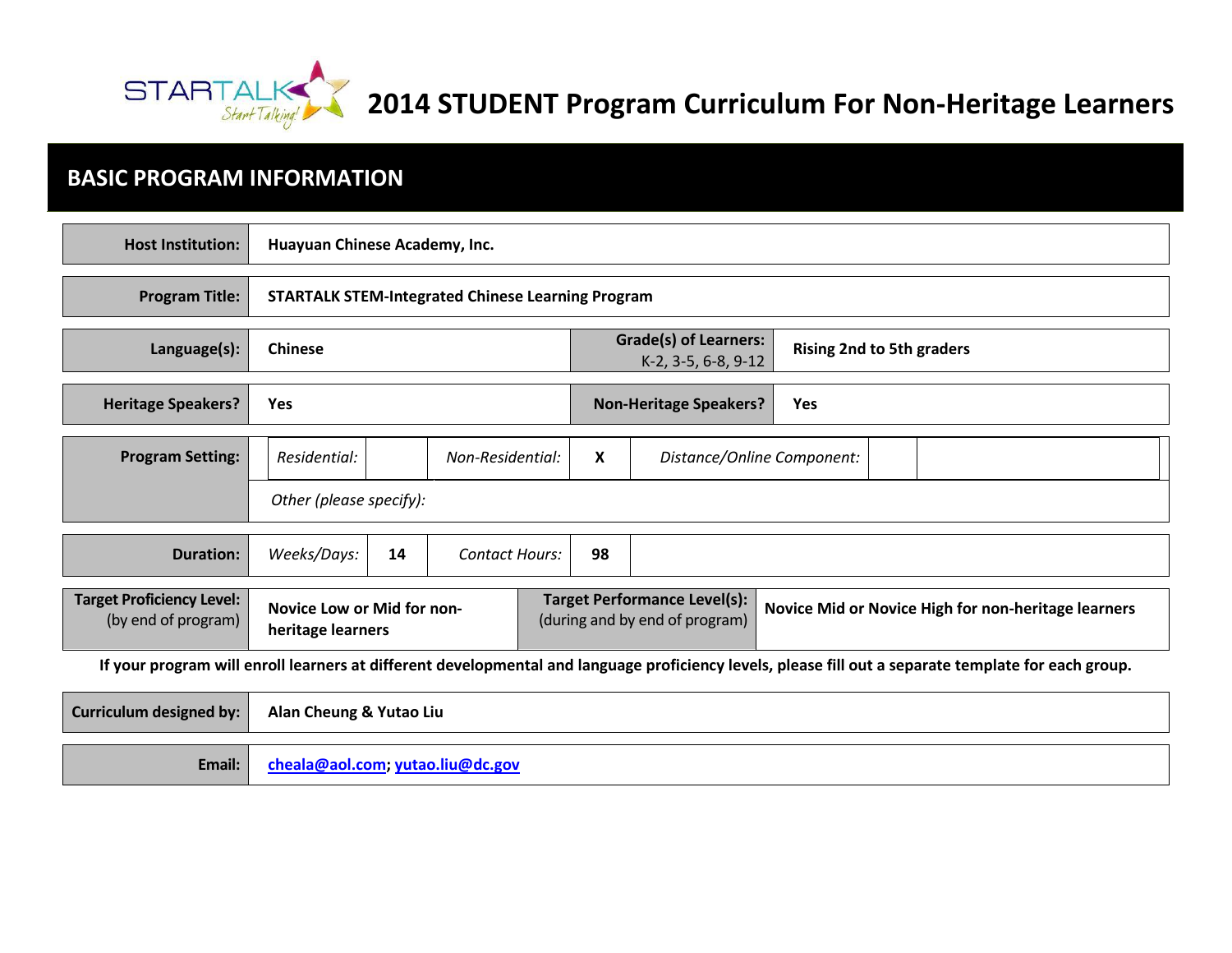# 2014 STUDENT Program Curriculum For Non-Heritage Learners

## BASIC PROGRAM INFORMATION

| | |
|---|---|
| **Host Institution:** | **Huayuan Chinese Academy, Inc.** |
| **Program Title:** | **STARTALK STEM-Integrated Chinese Learning Program** |

| | | | |
|---|---|---|---|
| **Language(s):** | **Chinese** | **Grade(s) of Learners:** K-2, 3-5, 6-8, 9-12 | **Rising 2nd to 5th graders** |
| **Heritage Speakers?** | **Yes** | **Non-Heritage Speakers?** | **Yes** |

| | | | | | | |
|---|---|---|---|---|---|---|
| **Program Setting:** | *Residential:* | | *Non-Residential:* | **X** | *Distance/Online Component:* | |
| | *Other (please specify):* | | | | | |
| **Duration:** | *Weeks/Days:* | **14** | *Contact Hours:* | **98** | | |

| | | | |
|---|---|---|---|
| **Target Proficiency Level:** (by end of program) | **Novice Low or Mid for non-heritage learners** | **Target Performance Level(s):** (during and by end of program) | **Novice Mid or Novice High for non-heritage learners** |

**If your program will enroll learners at different developmental and language proficiency levels, please fill out a separate template for each group.**

| | |
|---|---|
| **Curriculum designed by:** | **Alan Cheung & Yutao Liu** |
| **Email:** | **cheala@aol.com; yutao.liu@dc.gov** |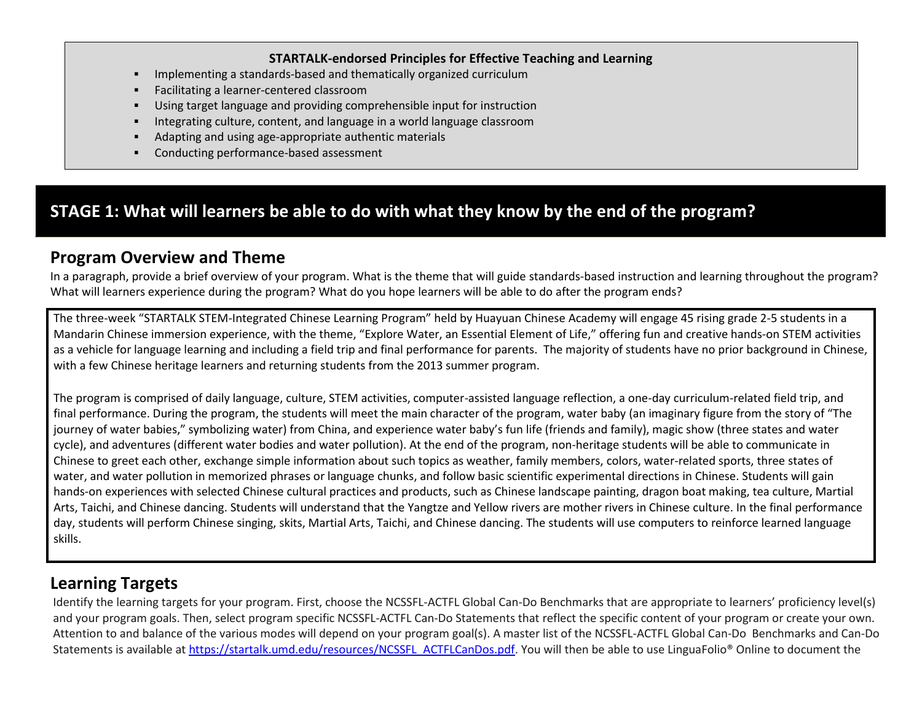**STARTALK-endorsed Principles for Effective Teaching and Learning**

- Implementing a standards-based and thematically organized curriculum
- Facilitating a learner-centered classroom
- Using target language and providing comprehensible input for instruction
- Integrating culture, content, and language in a world language classroom
- Adapting and using age-appropriate authentic materials
- Conducting performance-based assessment

# STAGE 1: What will learners be able to do with what they know by the end of the program?

## Program Overview and Theme

In a paragraph, provide a brief overview of your program. What is the theme that will guide standards-based instruction and learning throughout the program? What will learners experience during the program? What do you hope learners will be able to do after the program ends?

The three-week "STARTALK STEM-Integrated Chinese Learning Program" held by Huayuan Chinese Academy will engage 45 rising grade 2-5 students in a Mandarin Chinese immersion experience, with the theme, "Explore Water, an Essential Element of Life," offering fun and creative hands-on STEM activities as a vehicle for language learning and including a field trip and final performance for parents. The majority of students have no prior background in Chinese, with a few Chinese heritage learners and returning students from the 2013 summer program.

The program is comprised of daily language, culture, STEM activities, computer-assisted language reflection, a one-day curriculum-related field trip, and final performance. During the program, the students will meet the main character of the program, water baby (an imaginary figure from the story of "The journey of water babies," symbolizing water) from China, and experience water baby's fun life (friends and family), magic show (three states and water cycle), and adventures (different water bodies and water pollution). At the end of the program, non-heritage students will be able to communicate in Chinese to greet each other, exchange simple information about such topics as weather, family members, colors, water-related sports, three states of water, and water pollution in memorized phrases or language chunks, and follow basic scientific experimental directions in Chinese. Students will gain hands-on experiences with selected Chinese cultural practices and products, such as Chinese landscape painting, dragon boat making, tea culture, Martial Arts, Taichi, and Chinese dancing. Students will understand that the Yangtze and Yellow rivers are mother rivers in Chinese culture. In the final performance day, students will perform Chinese singing, skits, Martial Arts, Taichi, and Chinese dancing. The students will use computers to reinforce learned language skills.

## Learning Targets

Identify the learning targets for your program. First, choose the NCSSFL-ACTFL Global Can-Do Benchmarks that are appropriate to learners' proficiency level(s) and your program goals. Then, select program specific NCSSFL-ACTFL Can-Do Statements that reflect the specific content of your program or create your own. Attention to and balance of the various modes will depend on your program goal(s). A master list of the NCSSFL-ACTFL Global Can-Do Benchmarks and Can-Do Statements is available at https://startalk.umd.edu/resources/NCSSFL_ACTFLCanDos.pdf. You will then be able to use LinguaFolio® Online to document the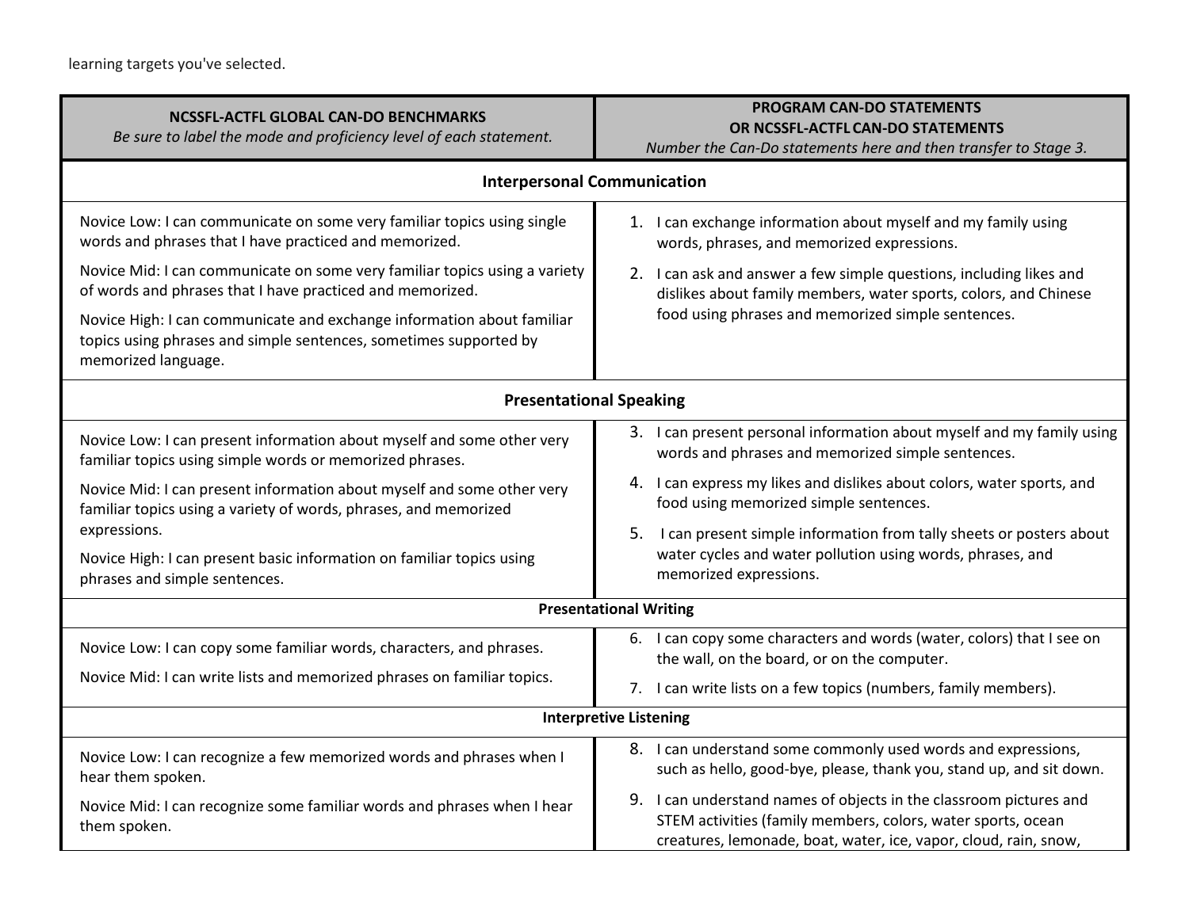learning targets you've selected.

| **NCSSFL-ACTFL GLOBAL CAN-DO BENCHMARKS** *Be sure to label the mode and proficiency level of each statement.* | **PROGRAM CAN-DO STATEMENTS OR NCSSFL-ACTFL CAN-DO STATEMENTS** *Number the Can-Do statements here and then transfer to Stage 3.* |
|---|---|
| **Interpersonal Communication** | |
| Novice Low: I can communicate on some very familiar topics using single words and phrases that I have practiced and memorized.<br>Novice Mid: I can communicate on some very familiar topics using a variety of words and phrases that I have practiced and memorized.<br>Novice High: I can communicate and exchange information about familiar topics using phrases and simple sentences, sometimes supported by memorized language. | 1. I can exchange information about myself and my family using words, phrases, and memorized expressions.<br>2. I can ask and answer a few simple questions, including likes and dislikes about family members, water sports, colors, and Chinese food using phrases and memorized simple sentences. |
| **Presentational Speaking** | |
| Novice Low: I can present information about myself and some other very familiar topics using simple words or memorized phrases.<br>Novice Mid: I can present information about myself and some other very familiar topics using a variety of words, phrases, and memorized expressions.<br>Novice High: I can present basic information on familiar topics using phrases and simple sentences. | 3. I can present personal information about myself and my family using words and phrases and memorized simple sentences.<br>4. I can express my likes and dislikes about colors, water sports, and food using memorized simple sentences.<br>5. I can present simple information from tally sheets or posters about water cycles and water pollution using words, phrases, and memorized expressions. |
| **Presentational Writing** | |
| Novice Low: I can copy some familiar words, characters, and phrases.<br>Novice Mid: I can write lists and memorized phrases on familiar topics. | 6. I can copy some characters and words (water, colors) that I see on the wall, on the board, or on the computer.<br>7. I can write lists on a few topics (numbers, family members). |
| **Interpretive Listening** | |
| Novice Low: I can recognize a few memorized words and phrases when I hear them spoken.<br>Novice Mid: I can recognize some familiar words and phrases when I hear them spoken. | 8. I can understand some commonly used words and expressions, such as hello, good-bye, please, thank you, stand up, and sit down.<br>9. I can understand names of objects in the classroom pictures and STEM activities (family members, colors, water sports, ocean creatures, lemonade, boat, water, ice, vapor, cloud, rain, snow, |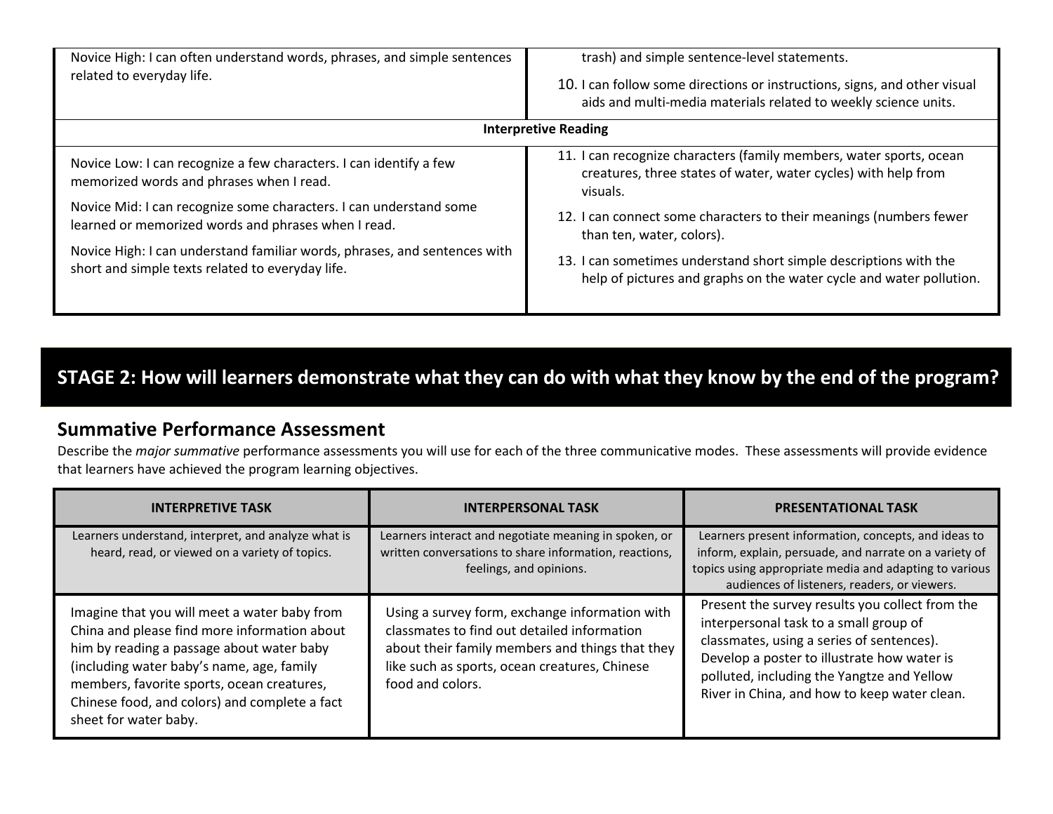| | |
|---|---|
| Novice High: I can often understand words, phrases, and simple sentences related to everyday life. | trash) and simple sentence-level statements.<br><br>10. I can follow some directions or instructions, signs, and other visual aids and multi-media materials related to weekly science units. |
| **Interpretive Reading** | |
| Novice Low: I can recognize a few characters. I can identify a few memorized words and phrases when I read.<br><br>Novice Mid: I can recognize some characters. I can understand some learned or memorized words and phrases when I read.<br><br>Novice High: I can understand familiar words, phrases, and sentences with short and simple texts related to everyday life. | 11. I can recognize characters (family members, water sports, ocean creatures, three states of water, water cycles) with help from visuals.<br><br>12. I can connect some characters to their meanings (numbers fewer than ten, water, colors).<br><br>13. I can sometimes understand short simple descriptions with the help of pictures and graphs on the water cycle and water pollution. |

## STAGE 2: How will learners demonstrate what they can do with what they know by the end of the program?

### Summative Performance Assessment

Describe the *major summative* performance assessments you will use for each of the three communicative modes. These assessments will provide evidence that learners have achieved the program learning objectives.

| INTERPRETIVE TASK | INTERPERSONAL TASK | PRESENTATIONAL TASK |
|---|---|---|
| Learners understand, interpret, and analyze what is heard, read, or viewed on a variety of topics. | Learners interact and negotiate meaning in spoken, or written conversations to share information, reactions, feelings, and opinions. | Learners present information, concepts, and ideas to inform, explain, persuade, and narrate on a variety of topics using appropriate media and adapting to various audiences of listeners, readers, or viewers. |
| Imagine that you will meet a water baby from China and please find more information about him by reading a passage about water baby (including water baby's name, age, family members, favorite sports, ocean creatures, Chinese food, and colors) and complete a fact sheet for water baby. | Using a survey form, exchange information with classmates to find out detailed information about their family members and things that they like such as sports, ocean creatures, Chinese food and colors. | Present the survey results you collect from the interpersonal task to a small group of classmates, using a series of sentences). Develop a poster to illustrate how water is polluted, including the Yangtze and Yellow River in China, and how to keep water clean. |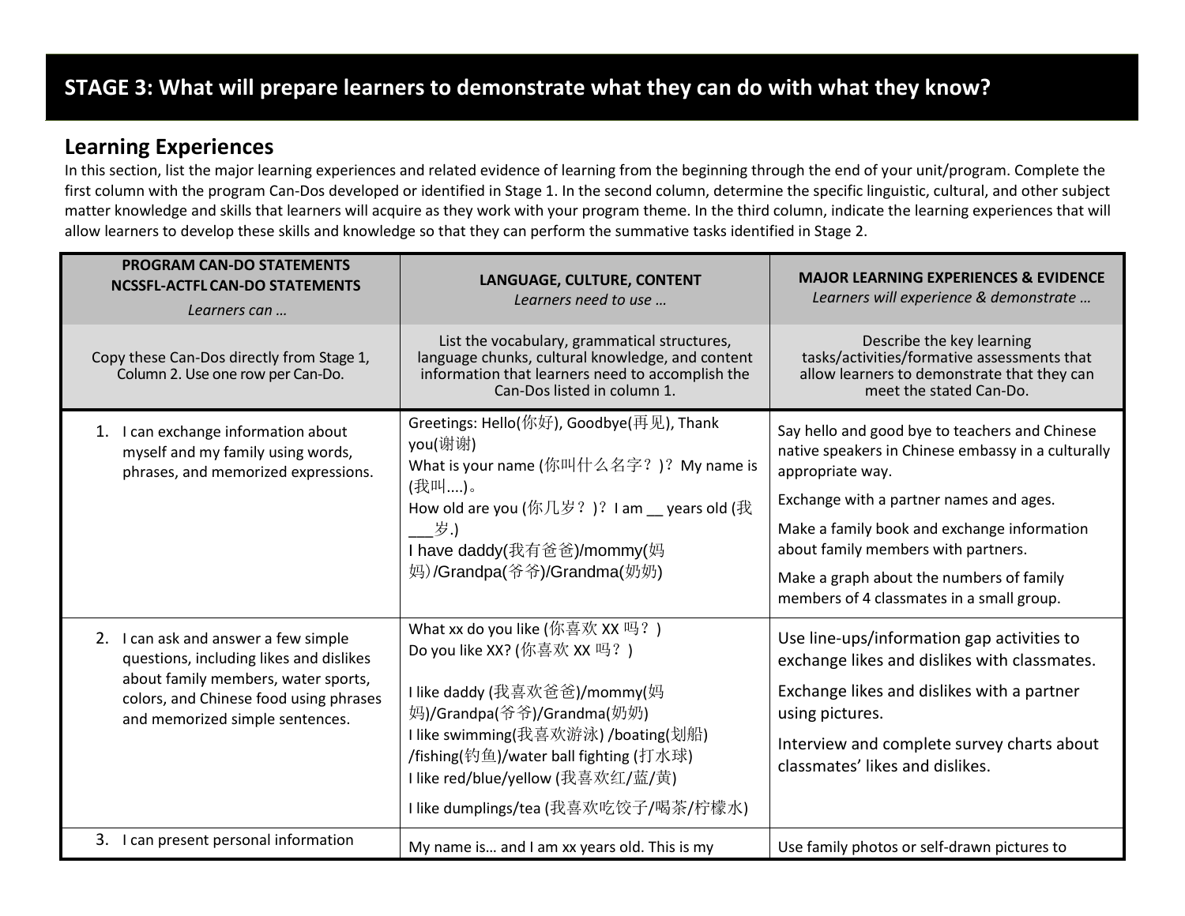## STAGE 3: What will prepare learners to demonstrate what they can do with what they know?

### Learning Experiences

In this section, list the major learning experiences and related evidence of learning from the beginning through the end of your unit/program. Complete the first column with the program Can-Dos developed or identified in Stage 1. In the second column, determine the specific linguistic, cultural, and other subject matter knowledge and skills that learners will acquire as they work with your program theme. In the third column, indicate the learning experiences that will allow learners to develop these skills and knowledge so that they can perform the summative tasks identified in Stage 2.

| **PROGRAM CAN-DO STATEMENTS NCSSFL-ACTFL CAN-DO STATEMENTS** *Learners can …* | **LANGUAGE, CULTURE, CONTENT** *Learners need to use …* | **MAJOR LEARNING EXPERIENCES & EVIDENCE** *Learners will experience & demonstrate …* |
|---|---|---|
| Copy these Can-Dos directly from Stage 1, Column 2. Use one row per Can-Do. | List the vocabulary, grammatical structures, language chunks, cultural knowledge, and content information that learners need to accomplish the Can-Dos listed in column 1. | Describe the key learning tasks/activities/formative assessments that allow learners to demonstrate that they can meet the stated Can-Do. |
| 1. I can exchange information about myself and my family using words, phrases, and memorized expressions. | Greetings: Hello(你好), Goodbye(再见), Thank you(谢谢)<br>What is your name (你叫什么名字？)？ My name is (我叫....)。<br>How old are you (你几岁？)？ I am __ years old (我___岁.)<br>I have daddy(我有爸爸)/mommy(妈妈）/Grandpa(爷爷)/Grandma(奶奶) | Say hello and good bye to teachers and Chinese native speakers in Chinese embassy in a culturally appropriate way.<br>Exchange with a partner names and ages.<br>Make a family book and exchange information about family members with partners.<br>Make a graph about the numbers of family members of 4 classmates in a small group. |
| 2. I can ask and answer a few simple questions, including likes and dislikes about family members, water sports, colors, and Chinese food using phrases and memorized simple sentences. | What xx do you like (你喜欢 XX 吗？)<br>Do you like XX? (你喜欢 XX 吗？)<br><br>I like daddy (我喜欢爸爸)/mommy(妈妈)/Grandpa(爷爷)/Grandma(奶奶)<br>I like swimming(我喜欢游泳) /boating(划船) /fishing(钓鱼)/water ball fighting (打水球)<br>I like red/blue/yellow (我喜欢红/蓝/黄)<br>I like dumplings/tea (我喜欢吃饺子/喝茶/柠檬水) | Use line-ups/information gap activities to exchange likes and dislikes with classmates.<br>Exchange likes and dislikes with a partner using pictures.<br>Interview and complete survey charts about classmates' likes and dislikes. |
| 3. I can present personal information | My name is… and I am xx years old. This is my | Use family photos or self-drawn pictures to |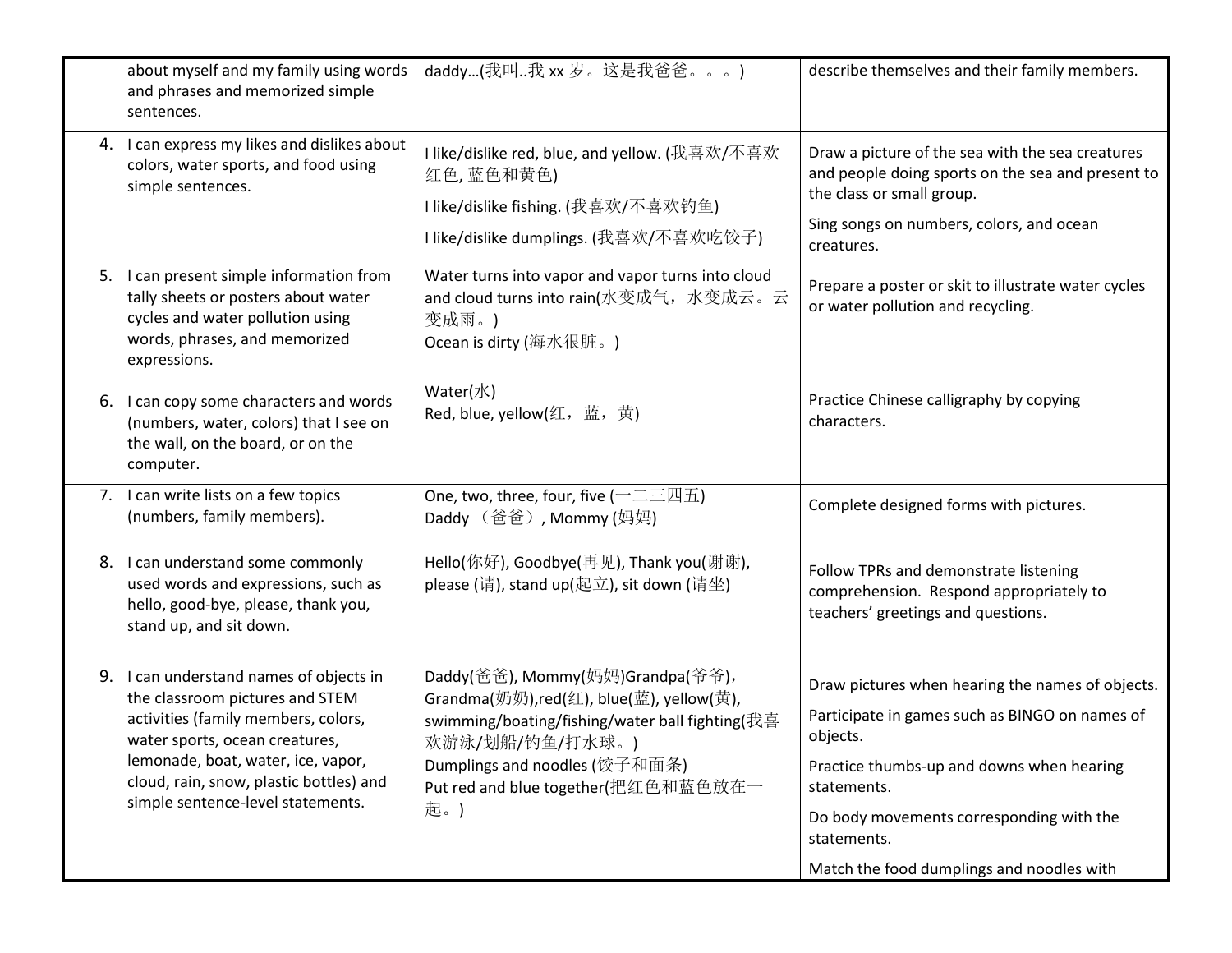| | | |
|---|---|---|
| about myself and my family using words and phrases and memorized simple sentences. | daddy…(我叫..我 xx 岁。这是我爸爸。。。) | describe themselves and their family members. |
| 4. I can express my likes and dislikes about colors, water sports, and food using simple sentences. | I like/dislike red, blue, and yellow. (我喜欢/不喜欢红色, 蓝色和黄色)<br>I like/dislike fishing. (我喜欢/不喜欢钓鱼)<br>I like/dislike dumplings. (我喜欢/不喜欢吃饺子) | Draw a picture of the sea with the sea creatures and people doing sports on the sea and present to the class or small group.<br>Sing songs on numbers, colors, and ocean creatures. |
| 5. I can present simple information from tally sheets or posters about water cycles and water pollution using words, phrases, and memorized expressions. | Water turns into vapor and vapor turns into cloud and cloud turns into rain(水变成气，水变成云。云变成雨。)<br>Ocean is dirty (海水很脏。) | Prepare a poster or skit to illustrate water cycles or water pollution and recycling. |
| 6. I can copy some characters and words (numbers, water, colors) that I see on the wall, on the board, or on the computer. | Water(水)<br>Red, blue, yellow(红，蓝，黄) | Practice Chinese calligraphy by copying characters. |
| 7. I can write lists on a few topics (numbers, family members). | One, two, three, four, five (一二三四五)<br>Daddy （爸爸）, Mommy (妈妈) | Complete designed forms with pictures. |
| 8. I can understand some commonly used words and expressions, such as hello, good-bye, please, thank you, stand up, and sit down. | Hello(你好), Goodbye(再见), Thank you(谢谢), please (请), stand up(起立), sit down (请坐) | Follow TPRs and demonstrate listening comprehension. Respond appropriately to teachers' greetings and questions. |
| 9. I can understand names of objects in the classroom pictures and STEM activities (family members, colors, water sports, ocean creatures, lemonade, boat, water, ice, vapor, cloud, rain, snow, plastic bottles) and simple sentence-level statements. | Daddy(爸爸), Mommy(妈妈)Grandpa(爷爷)，Grandma(奶奶),red(红), blue(蓝), yellow(黄), swimming/boating/fishing/water ball fighting(我喜欢游泳/划船/钓鱼/打水球。)<br>Dumplings and noodles (饺子和面条)<br>Put red and blue together(把红色和蓝色放在一起。) | Draw pictures when hearing the names of objects.<br>Participate in games such as BINGO on names of objects.<br>Practice thumbs-up and downs when hearing statements.<br>Do body movements corresponding with the statements.<br>Match the food dumplings and noodles with |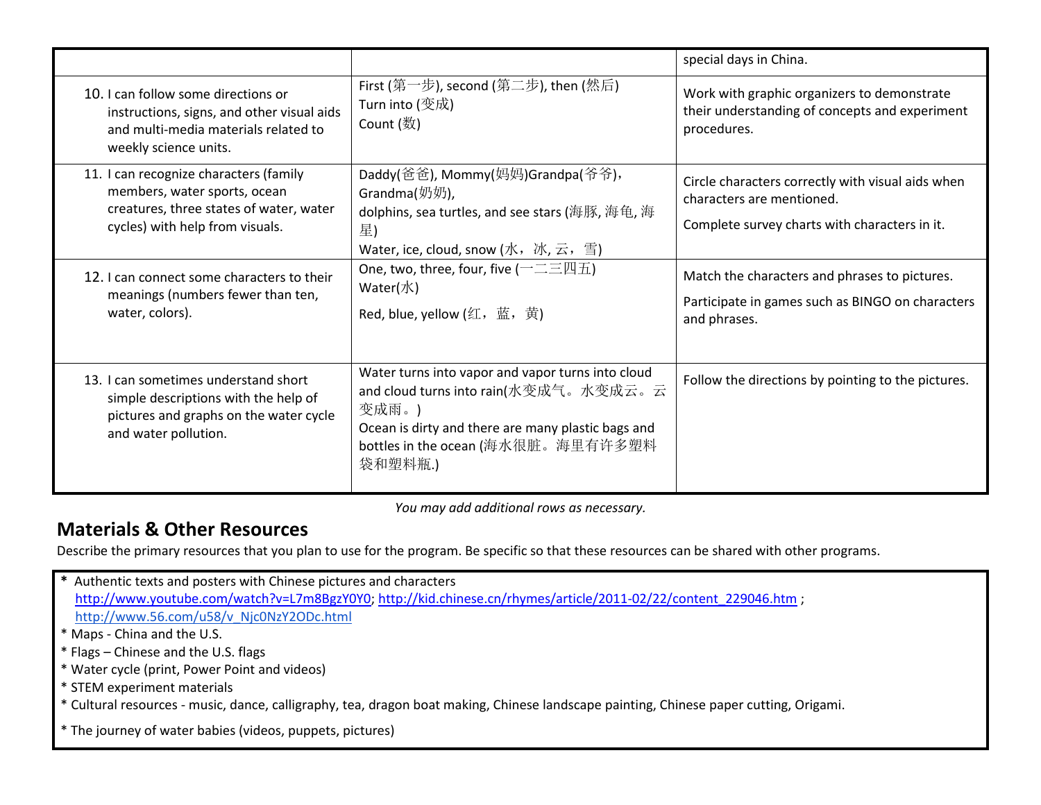| | | |
|---|---|---|
| | | special days in China. |
| 10. I can follow some directions or instructions, signs, and other visual aids and multi-media materials related to weekly science units. | First (第一步), second (第二步), then (然后)<br>Turn into (变成)<br>Count (数) | Work with graphic organizers to demonstrate their understanding of concepts and experiment procedures. |
| 11. I can recognize characters (family members, water sports, ocean creatures, three states of water, water cycles) with help from visuals. | Daddy(爸爸), Mommy(妈妈)Grandpa(爷爷), Grandma(奶奶),<br>dolphins, sea turtles, and see stars (海豚, 海龟, 海星)<br>Water, ice, cloud, snow (水，冰, 云，雪) | Circle characters correctly with visual aids when characters are mentioned.<br>Complete survey charts with characters in it. |
| 12. I can connect some characters to their meanings (numbers fewer than ten, water, colors). | One, two, three, four, five (一二三四五)<br>Water(水)<br>Red, blue, yellow (红，蓝，黄) | Match the characters and phrases to pictures.<br>Participate in games such as BINGO on characters and phrases. |
| 13. I can sometimes understand short simple descriptions with the help of pictures and graphs on the water cycle and water pollution. | Water turns into vapor and vapor turns into cloud and cloud turns into rain(水变成气。水变成云。云变成雨。)<br>Ocean is dirty and there are many plastic bags and bottles in the ocean (海水很脏。海里有许多塑料袋和塑料瓶.) | Follow the directions by pointing to the pictures. |

*You may add additional rows as necessary.*

## Materials & Other Resources

Describe the primary resources that you plan to use for the program. Be specific so that these resources can be shared with other programs.

* Authentic texts and posters with Chinese pictures and characters http://www.youtube.com/watch?v=L7m8BgzY0Y0; http://kid.chinese.cn/rhymes/article/2011-02/22/content_229046.htm ; http://www.56.com/u58/v_Njc0NzY2ODc.html
* Maps - China and the U.S.
* Flags – Chinese and the U.S. flags
* Water cycle (print, Power Point and videos)
* STEM experiment materials
* Cultural resources - music, dance, calligraphy, tea, dragon boat making, Chinese landscape painting, Chinese paper cutting, Origami.
* The journey of water babies (videos, puppets, pictures)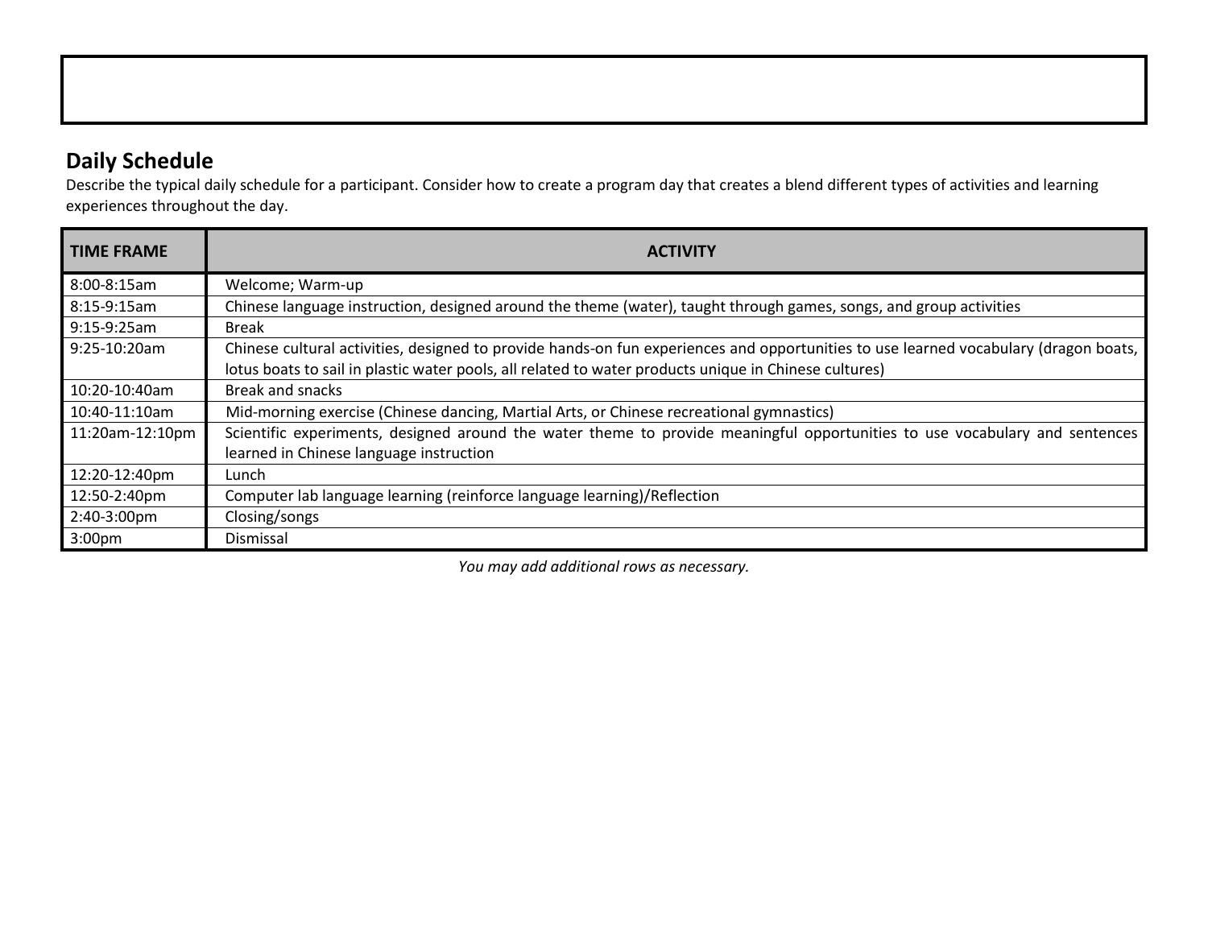## Daily Schedule

Describe the typical daily schedule for a participant. Consider how to create a program day that creates a blend different types of activities and learning experiences throughout the day.

| TIME FRAME | ACTIVITY |
|---|---|
| 8:00-8:15am | Welcome; Warm-up |
| 8:15-9:15am | Chinese language instruction, designed around the theme (water), taught through games, songs, and group activities |
| 9:15-9:25am | Break |
| 9:25-10:20am | Chinese cultural activities, designed to provide hands-on fun experiences and opportunities to use learned vocabulary (dragon boats, lotus boats to sail in plastic water pools, all related to water products unique in Chinese cultures) |
| 10:20-10:40am | Break and snacks |
| 10:40-11:10am | Mid-morning exercise (Chinese dancing, Martial Arts, or Chinese recreational gymnastics) |
| 11:20am-12:10pm | Scientific experiments, designed around the water theme to provide meaningful opportunities to use vocabulary and sentences learned in Chinese language instruction |
| 12:20-12:40pm | Lunch |
| 12:50-2:40pm | Computer lab language learning (reinforce language learning)/Reflection |
| 2:40-3:00pm | Closing/songs |
| 3:00pm | Dismissal |

*You may add additional rows as necessary.*